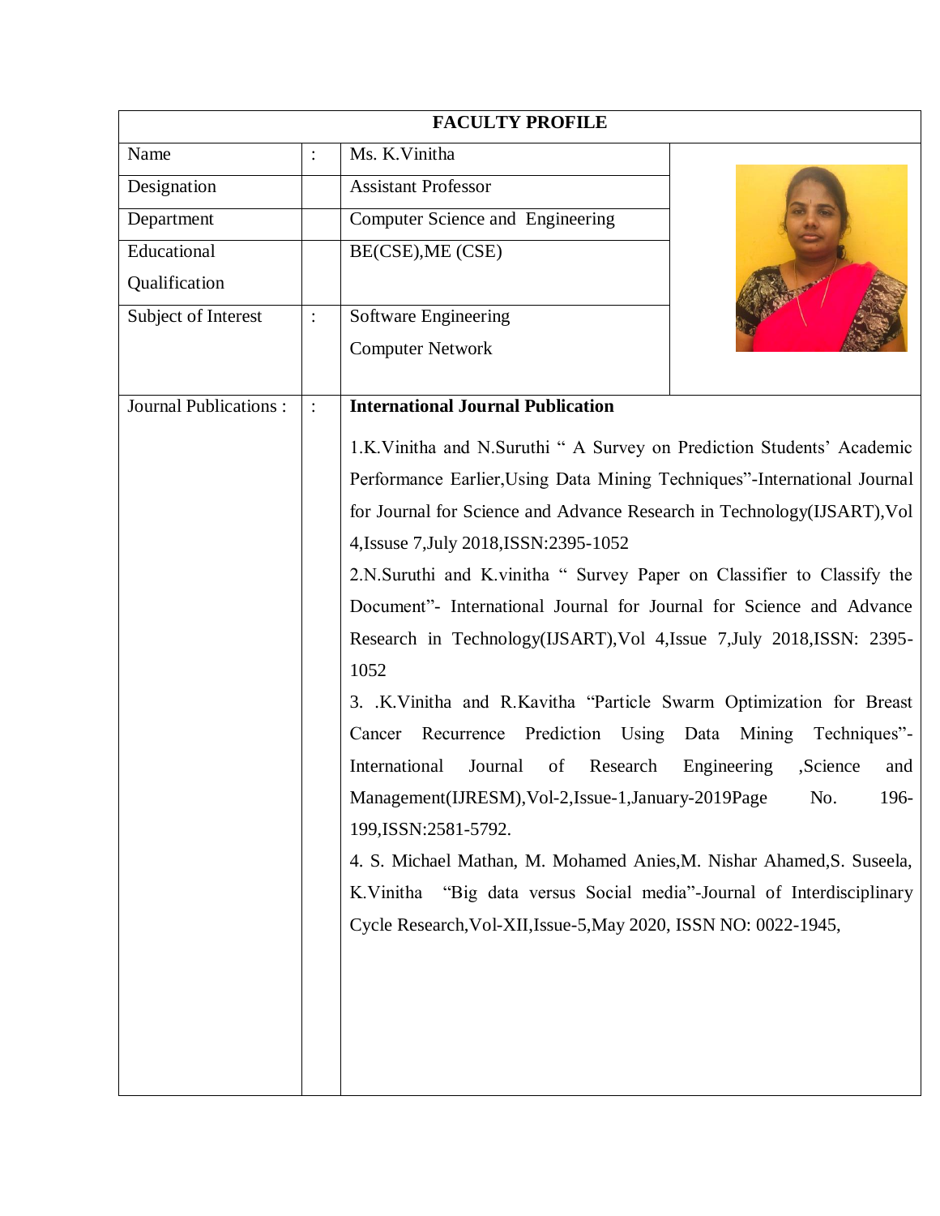# FACULTY PROFILE

| | | |
|---|---|---|
| Name | : | Ms. K.Vinitha |
| Designation | | Assistant Professor |
| Department | | Computer Science and Engineering |
| Educational Qualification | | BE(CSE),ME (CSE) |
| Subject of Interest | : | Software Engineering<br>Computer Network |
| Journal Publications : | : | **International Journal Publication** |

**International Journal Publication**

1.K.Vinitha and N.Suruthi " A Survey on Prediction Students' Academic Performance Earlier,Using Data Mining Techniques"-International Journal for Journal for Science and Advance Research in Technology(IJSART),Vol 4,Issuse 7,July 2018,ISSN:2395-1052

2.N.Suruthi and K.vinitha " Survey Paper on Classifier to Classify the Document"- International Journal for Journal for Science and Advance Research in Technology(IJSART),Vol 4,Issue 7,July 2018,ISSN: 2395-1052

3. .K.Vinitha and R.Kavitha "Particle Swarm Optimization for Breast Cancer Recurrence Prediction Using Data Mining Techniques"-International Journal of Research Engineering ,Science and Management(IJRESM),Vol-2,Issue-1,January-2019Page No. 196-199,ISSN:2581-5792.

4. S. Michael Mathan, M. Mohamed Anies,M. Nishar Ahamed,S. Suseela, K.Vinitha "Big data versus Social media"-Journal of Interdisciplinary Cycle Research,Vol-XII,Issue-5,May 2020, ISSN NO: 0022-1945,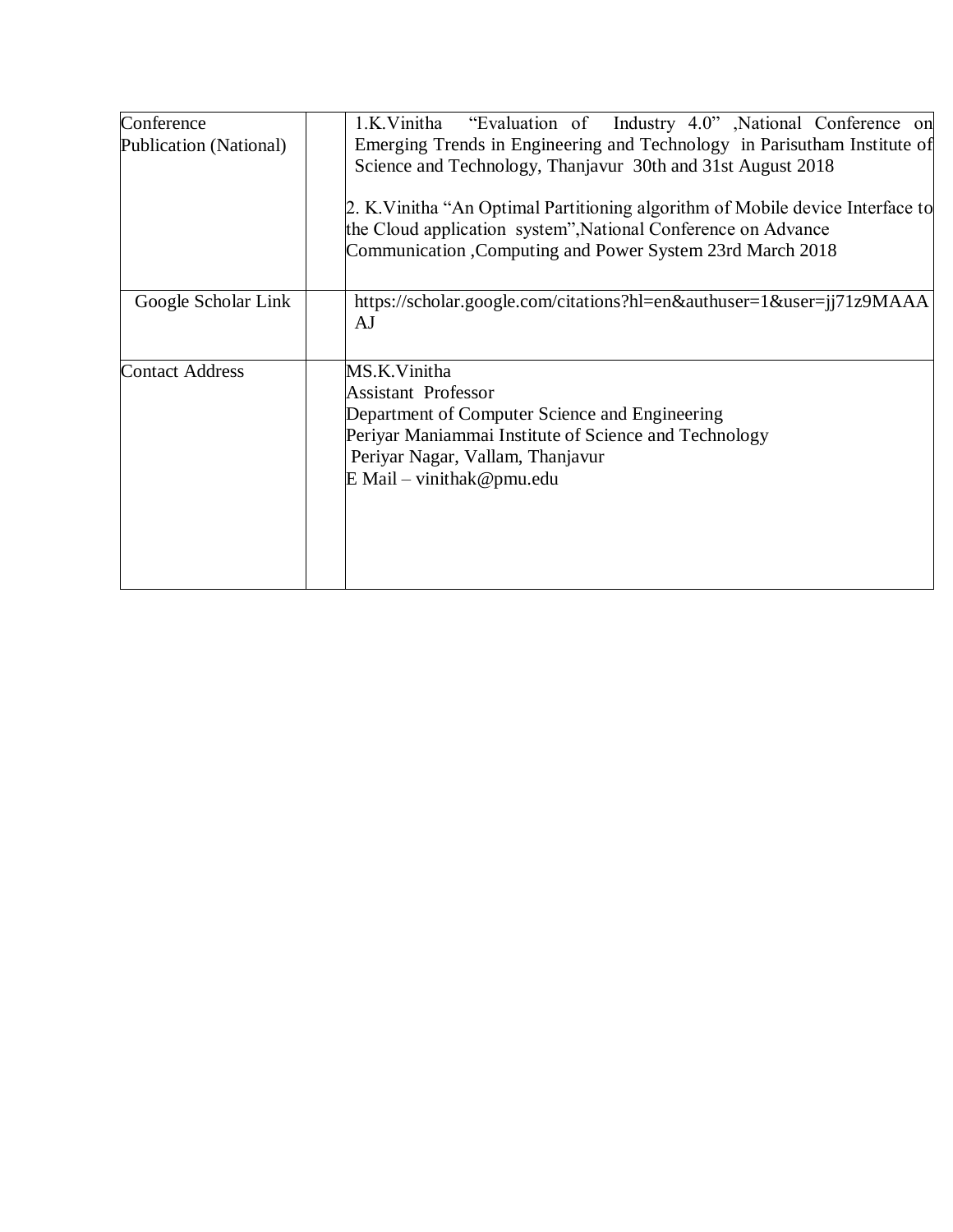| | | |
|---|---|---|
| Conference Publication (National) | | 1.K.Vinitha "Evaluation of Industry 4.0" ,National Conference on Emerging Trends in Engineering and Technology in Parisutham Institute of Science and Technology, Thanjavur 30th and 31st August 2018<br><br>2. K.Vinitha "An Optimal Partitioning algorithm of Mobile device Interface to the Cloud application system",National Conference on Advance Communication ,Computing and Power System 23rd March 2018 |
| Google Scholar Link | | https://scholar.google.com/citations?hl=en&authuser=1&user=jj71z9MAAAAJ |
| Contact Address | | MS.K.Vinitha<br>Assistant Professor<br>Department of Computer Science and Engineering<br>Periyar Maniammai Institute of Science and Technology<br>Periyar Nagar, Vallam, Thanjavur<br>E Mail – vinithak@pmu.edu |